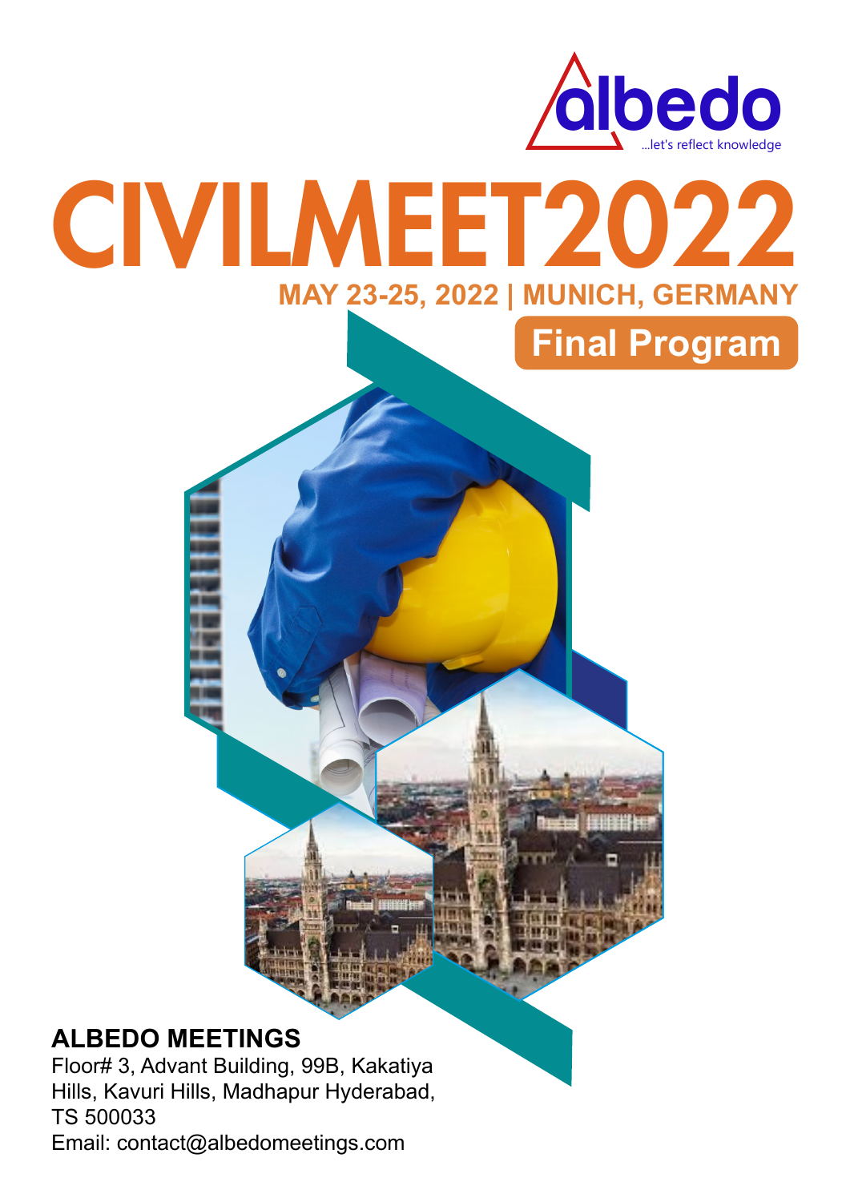albedo

...let's reflect knowledge

# CIVILMEET2022

**MAY 23-25, 2022 | MUNICH, GERMANY**

## Final Program

**ALBEDO MEETINGS**

Floor# 3, Advant Building, 99B, Kakatiya Hills, Kavuri Hills, Madhapur Hyderabad, TS 500033

Email: contact@albedomeetings.com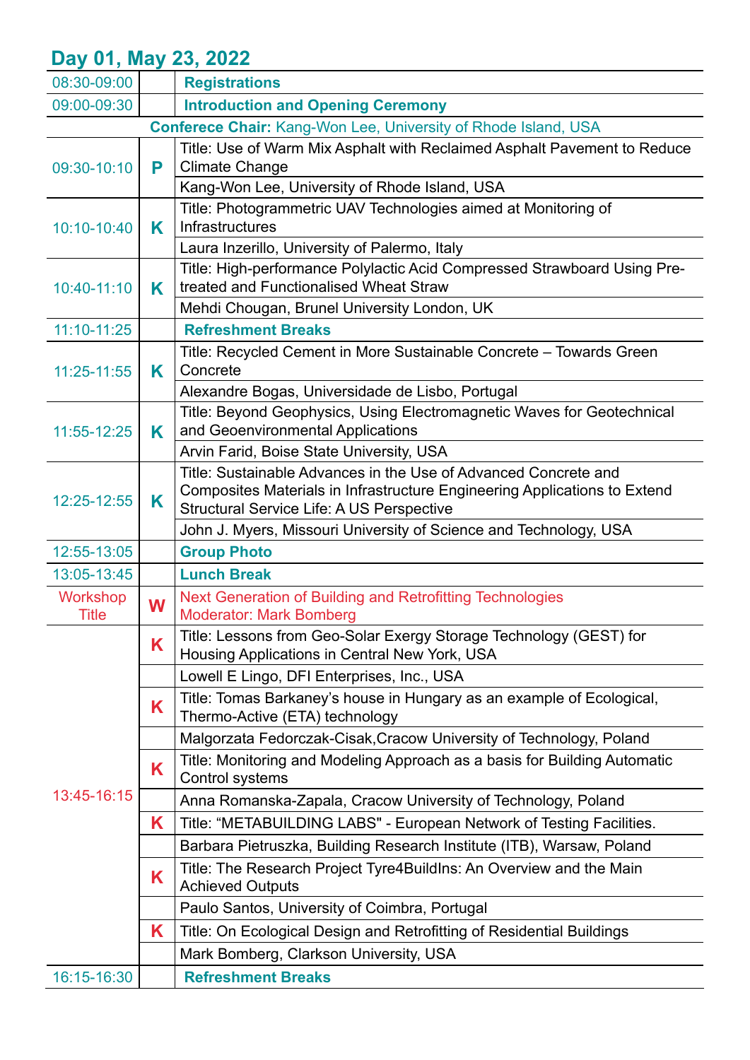## Day 01, May 23, 2022

| | | |
|---|---|---|
| 08:30-09:00 | | **Registrations** |
| 09:00-09:30 | | **Introduction and Opening Ceremony** |
| **Conferece Chair:** Kang-Won Lee, University of Rhode Island, USA | | |
| 09:30-10:10 | **P** | Title: Use of Warm Mix Asphalt with Reclaimed Asphalt Pavement to Reduce Climate Change |
| | | Kang-Won Lee, University of Rhode Island, USA |
| 10:10-10:40 | **K** | Title: Photogrammetric UAV Technologies aimed at Monitoring of Infrastructures |
| | | Laura Inzerillo, University of Palermo, Italy |
| 10:40-11:10 | **K** | Title: High-performance Polylactic Acid Compressed Strawboard Using Pre-treated and Functionalised Wheat Straw |
| | | Mehdi Chougan, Brunel University London, UK |
| 11:10-11:25 | | **Refreshment Breaks** |
| 11:25-11:55 | **K** | Title: Recycled Cement in More Sustainable Concrete – Towards Green Concrete |
| | | Alexandre Bogas, Universidade de Lisbo, Portugal |
| 11:55-12:25 | **K** | Title: Beyond Geophysics, Using Electromagnetic Waves for Geotechnical and Geoenvironmental Applications |
| | | Arvin Farid, Boise State University, USA |
| 12:25-12:55 | **K** | Title: Sustainable Advances in the Use of Advanced Concrete and Composites Materials in Infrastructure Engineering Applications to Extend Structural Service Life: A US Perspective |
| | | John J. Myers, Missouri University of Science and Technology, USA |
| 12:55-13:05 | | **Group Photo** |
| 13:05-13:45 | | **Lunch Break** |
| Workshop Title | **W** | Next Generation of Building and Retrofitting Technologies<br>Moderator: Mark Bomberg |
| 13:45-16:15 | **K** | Title: Lessons from Geo-Solar Exergy Storage Technology (GEST) for Housing Applications in Central New York, USA |
| | | Lowell E Lingo, DFI Enterprises, Inc., USA |
| | **K** | Title: Tomas Barkaney's house in Hungary as an example of Ecological, Thermo-Active (ETA) technology |
| | | Malgorzata Fedorczak-Cisak,Cracow University of Technology, Poland |
| | **K** | Title: Monitoring and Modeling Approach as a basis for Building Automatic Control systems |
| | | Anna Romanska-Zapala, Cracow University of Technology, Poland |
| | **K** | Title: "METABUILDING LABS" - European Network of Testing Facilities. |
| | | Barbara Pietruszka, Building Research Institute (ITB), Warsaw, Poland |
| | **K** | Title: The Research Project Tyre4BuildIns: An Overview and the Main Achieved Outputs |
| | | Paulo Santos, University of Coimbra, Portugal |
| | **K** | Title: On Ecological Design and Retrofitting of Residential Buildings |
| | | Mark Bomberg, Clarkson University, USA |
| 16:15-16:30 | | **Refreshment Breaks** |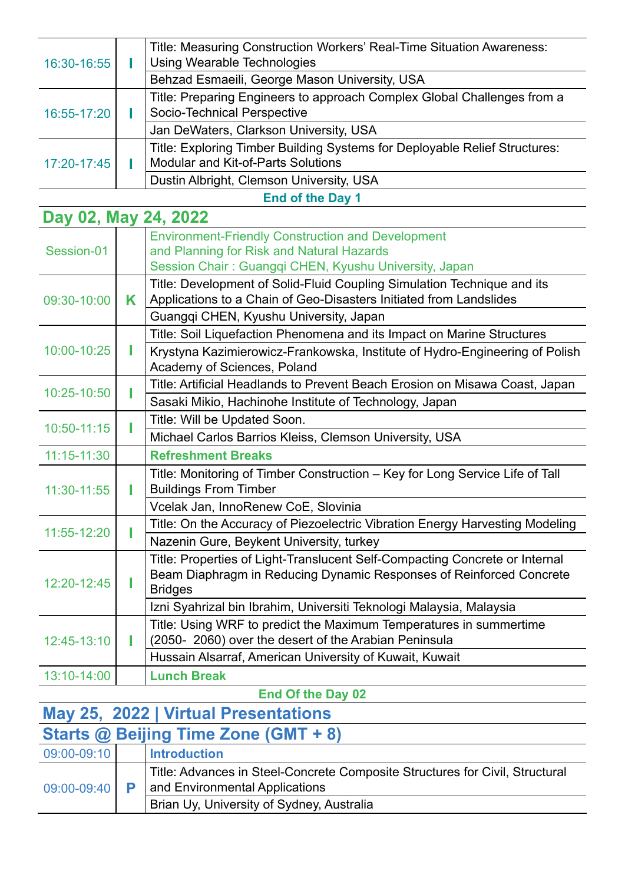| | | |
|---|---|---|
| 16:30-16:55 | I | Title: Measuring Construction Workers' Real-Time Situation Awareness: Using Wearable Technologies |
| | | Behzad Esmaeili, George Mason University, USA |
| 16:55-17:20 | I | Title: Preparing Engineers to approach Complex Global Challenges from a Socio-Technical Perspective |
| | | Jan DeWaters, Clarkson University, USA |
| 17:20-17:45 | I | Title: Exploring Timber Building Systems for Deployable Relief Structures: Modular and Kit-of-Parts Solutions |
| | | Dustin Albright, Clemson University, USA |

**End of the Day 1**

## Day 02, May 24, 2022

| | | |
|---|---|---|
| Session-01 | | Environment-Friendly Construction and Development and Planning for Risk and Natural Hazards<br>Session Chair : Guangqi CHEN, Kyushu University, Japan |
| 09:30-10:00 | K | Title: Development of Solid-Fluid Coupling Simulation Technique and its Applications to a Chain of Geo-Disasters Initiated from Landslides |
| | | Guangqi CHEN, Kyushu University, Japan |
| 10:00-10:25 | I | Title: Soil Liquefaction Phenomena and its Impact on Marine Structures |
| | | Krystyna Kazimierowicz-Frankowska, Institute of Hydro-Engineering of Polish Academy of Sciences, Poland |
| 10:25-10:50 | I | Title: Artificial Headlands to Prevent Beach Erosion on Misawa Coast, Japan |
| | | Sasaki Mikio, Hachinohe Institute of Technology, Japan |
| 10:50-11:15 | I | Title: Will be Updated Soon. |
| | | Michael Carlos Barrios Kleiss, Clemson University, USA |
| 11:15-11:30 | | **Refreshment Breaks** |
| 11:30-11:55 | I | Title: Monitoring of Timber Construction – Key for Long Service Life of Tall Buildings From Timber |
| | | Vcelak Jan, InnoRenew CoE, Slovinia |
| 11:55-12:20 | I | Title: On the Accuracy of Piezoelectric Vibration Energy Harvesting Modeling |
| | | Nazenin Gure, Beykent University, turkey |
| 12:20-12:45 | I | Title: Properties of Light-Translucent Self-Compacting Concrete or Internal Beam Diaphragm in Reducing Dynamic Responses of Reinforced Concrete Bridges |
| | | Izni Syahrizal bin Ibrahim, Universiti Teknologi Malaysia, Malaysia |
| 12:45-13:10 | I | Title: Using WRF to predict the Maximum Temperatures in summertime (2050- 2060) over the desert of the Arabian Peninsula |
| | | Hussain Alsarraf, American University of Kuwait, Kuwait |
| 13:10-14:00 | | **Lunch Break** |

**End Of the Day 02**

## May 25, 2022 | Virtual Presentations

## Starts @ Beijing Time Zone (GMT + 8)

| | | |
|---|---|---|
| 09:00-09:10 | | **Introduction** |
| 09:00-09:40 | P | Title: Advances in Steel-Concrete Composite Structures for Civil, Structural and Environmental Applications |
| | | Brian Uy, University of Sydney, Australia |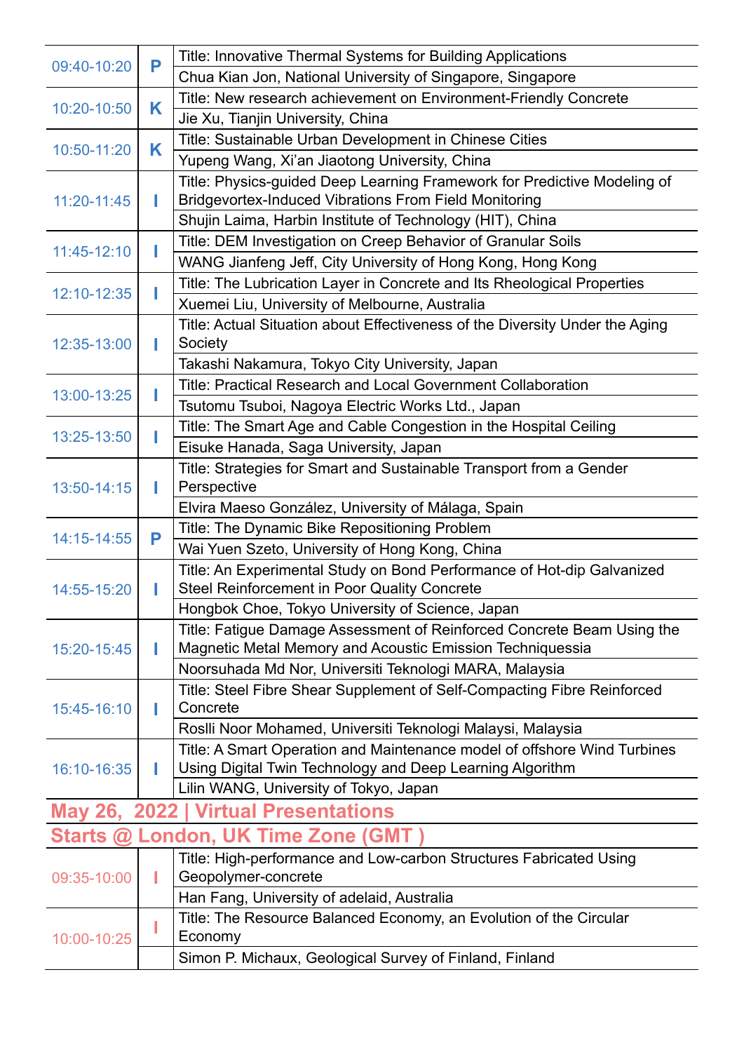| | | |
|---|---|---|
| 09:40-10:20 | P | Title: Innovative Thermal Systems for Building Applications<br>Chua Kian Jon, National University of Singapore, Singapore |
| 10:20-10:50 | K | Title: New research achievement on Environment-Friendly Concrete<br>Jie Xu, Tianjin University, China |
| 10:50-11:20 | K | Title: Sustainable Urban Development in Chinese Cities<br>Yupeng Wang, Xi'an Jiaotong University, China |
| 11:20-11:45 | I | Title: Physics-guided Deep Learning Framework for Predictive Modeling of Bridgevortex-Induced Vibrations From Field Monitoring<br>Shujin Laima, Harbin Institute of Technology (HIT), China |
| 11:45-12:10 | I | Title: DEM Investigation on Creep Behavior of Granular Soils<br>WANG Jianfeng Jeff, City University of Hong Kong, Hong Kong |
| 12:10-12:35 | I | Title: The Lubrication Layer in Concrete and Its Rheological Properties<br>Xuemei Liu, University of Melbourne, Australia |
| 12:35-13:00 | I | Title: Actual Situation about Effectiveness of the Diversity Under the Aging Society<br>Takashi Nakamura, Tokyo City University, Japan |
| 13:00-13:25 | I | Title: Practical Research and Local Government Collaboration<br>Tsutomu Tsuboi, Nagoya Electric Works Ltd., Japan |
| 13:25-13:50 | I | Title: The Smart Age and Cable Congestion in the Hospital Ceiling<br>Eisuke Hanada, Saga University, Japan |
| 13:50-14:15 | I | Title: Strategies for Smart and Sustainable Transport from a Gender Perspective<br>Elvira Maeso González, University of Málaga, Spain |
| 14:15-14:55 | P | Title: The Dynamic Bike Repositioning Problem<br>Wai Yuen Szeto, University of Hong Kong, China |
| 14:55-15:20 | I | Title: An Experimental Study on Bond Performance of Hot-dip Galvanized Steel Reinforcement in Poor Quality Concrete<br>Hongbok Choe, Tokyo University of Science, Japan |
| 15:20-15:45 | I | Title: Fatigue Damage Assessment of Reinforced Concrete Beam Using the Magnetic Metal Memory and Acoustic Emission Techniquessia<br>Noorsuhada Md Nor, Universiti Teknologi MARA, Malaysia |
| 15:45-16:10 | I | Title: Steel Fibre Shear Supplement of Self-Compacting Fibre Reinforced Concrete<br>Roslli Noor Mohamed, Universiti Teknologi Malaysi, Malaysia |
| 16:10-16:35 | I | Title: A Smart Operation and Maintenance model of offshore Wind Turbines Using Digital Twin Technology and Deep Learning Algorithm<br>Lilin WANG, University of Tokyo, Japan |

## May 26, 2022 | Virtual Presentations

## Starts @ London, UK Time Zone (GMT )

| | | |
|---|---|---|
| 09:35-10:00 | I | Title: High-performance and Low-carbon Structures Fabricated Using Geopolymer-concrete<br>Han Fang, University of adelaid, Australia |
| 10:00-10:25 | I | Title: The Resource Balanced Economy, an Evolution of the Circular Economy<br>Simon P. Michaux, Geological Survey of Finland, Finland |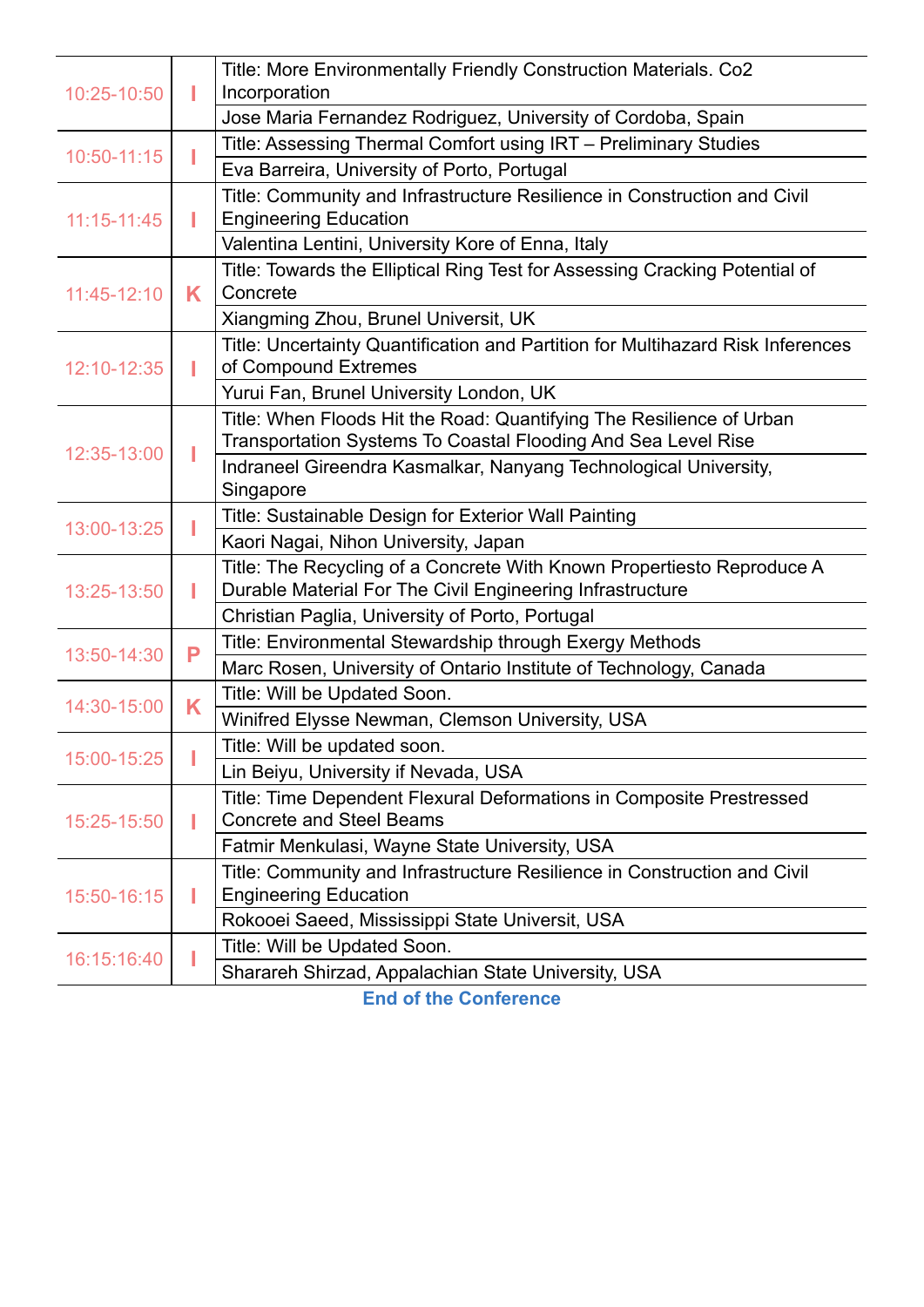| | | |
|---|---|---|
| 10:25-10:50 | I | Title: More Environmentally Friendly Construction Materials. Co2 Incorporation<br>Jose Maria Fernandez Rodriguez, University of Cordoba, Spain |
| 10:50-11:15 | I | Title: Assessing Thermal Comfort using IRT – Preliminary Studies<br>Eva Barreira, University of Porto, Portugal |
| 11:15-11:45 | I | Title: Community and Infrastructure Resilience in Construction and Civil Engineering Education<br>Valentina Lentini, University Kore of Enna, Italy |
| 11:45-12:10 | K | Title: Towards the Elliptical Ring Test for Assessing Cracking Potential of Concrete<br>Xiangming Zhou, Brunel Universit, UK |
| 12:10-12:35 | I | Title: Uncertainty Quantification and Partition for Multihazard Risk Inferences of Compound Extremes<br>Yurui Fan, Brunel University London, UK |
| 12:35-13:00 | I | Title: When Floods Hit the Road: Quantifying The Resilience of Urban Transportation Systems To Coastal Flooding And Sea Level Rise<br>Indraneel Gireendra Kasmalkar, Nanyang Technological University, Singapore |
| 13:00-13:25 | I | Title: Sustainable Design for Exterior Wall Painting<br>Kaori Nagai, Nihon University, Japan |
| 13:25-13:50 | I | Title: The Recycling of a Concrete With Known Propertiesto Reproduce A Durable Material For The Civil Engineering Infrastructure<br>Christian Paglia, University of Porto, Portugal |
| 13:50-14:30 | P | Title: Environmental Stewardship through Exergy Methods<br>Marc Rosen, University of Ontario Institute of Technology, Canada |
| 14:30-15:00 | K | Title: Will be Updated Soon.<br>Winifred Elysse Newman, Clemson University, USA |
| 15:00-15:25 | I | Title: Will be updated soon.<br>Lin Beiyu, University if Nevada, USA |
| 15:25-15:50 | I | Title: Time Dependent Flexural Deformations in Composite Prestressed Concrete and Steel Beams<br>Fatmir Menkulasi, Wayne State University, USA |
| 15:50-16:15 | I | Title: Community and Infrastructure Resilience in Construction and Civil Engineering Education<br>Rokooei Saeed, Mississippi State Universit, USA |
| 16:15:16:40 | I | Title: Will be Updated Soon.<br>Sharareh Shirzad, Appalachian State University, USA |

**End of the Conference**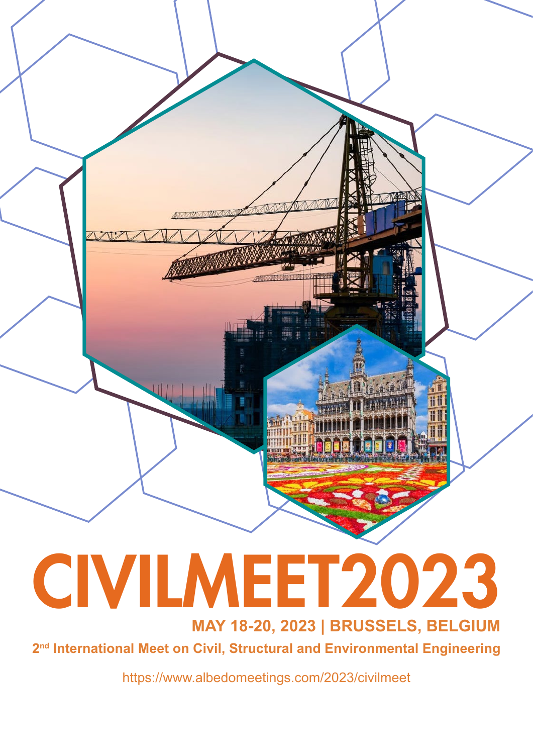# CIVILMEET2023

**MAY 18-20, 2023 | BRUSSELS, BELGIUM**

**2nd International Meet on Civil, Structural and Environmental Engineering**

https://www.albedomeetings.com/2023/civilmeet